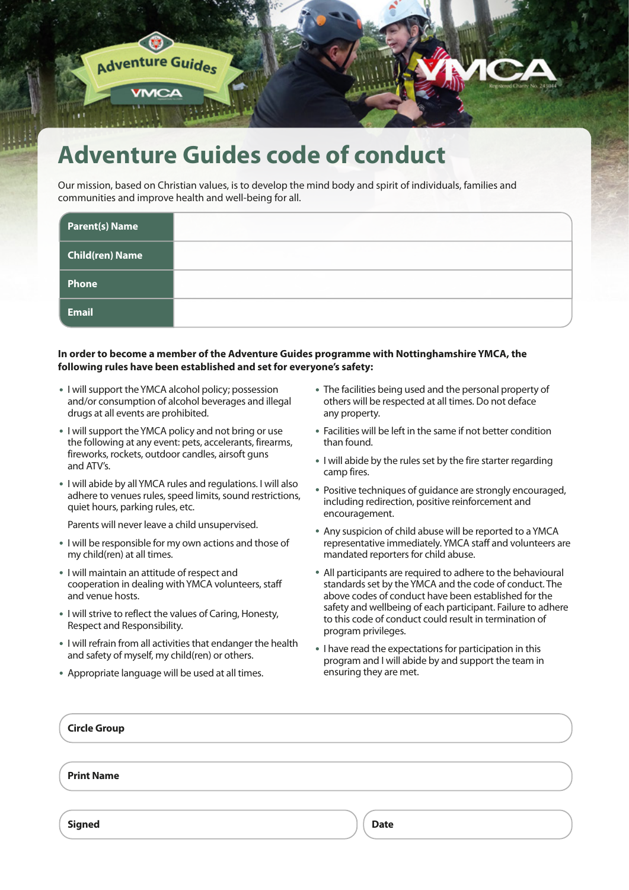# Adventure Guides code of conduct

Our mission, based on Christian values, is to develop the mind body and spirit of individuals, families and communities and improve health and well-being for all.

| **Parent(s) Name** | |
|---|---|
| **Child(ren) Name** | |
| **Phone** | |
| **Email** | |

**In order to become a member of the Adventure Guides programme with Nottinghamshire YMCA, the following rules have been established and set for everyone's safety:**

- I will support the YMCA alcohol policy; possession and/or consumption of alcohol beverages and illegal drugs at all events are prohibited.
- I will support the YMCA policy and not bring or use the following at any event: pets, accelerants, firearms, fireworks, rockets, outdoor candles, airsoft guns and ATV's.
- I will abide by all YMCA rules and regulations. I will also adhere to venues rules, speed limits, sound restrictions, quiet hours, parking rules, etc.

  Parents will never leave a child unsupervised.
- I will be responsible for my own actions and those of my child(ren) at all times.
- I will maintain an attitude of respect and cooperation in dealing with YMCA volunteers, staff and venue hosts.
- I will strive to reflect the values of Caring, Honesty, Respect and Responsibility.
- I will refrain from all activities that endanger the health and safety of myself, my child(ren) or others.
- Appropriate language will be used at all times.
- The facilities being used and the personal property of others will be respected at all times. Do not deface any property.
- Facilities will be left in the same if not better condition than found.
- I will abide by the rules set by the fire starter regarding camp fires.
- Positive techniques of guidance are strongly encouraged, including redirection, positive reinforcement and encouragement.
- Any suspicion of child abuse will be reported to a YMCA representative immediately. YMCA staff and volunteers are mandated reporters for child abuse.
- All participants are required to adhere to the behavioural standards set by the YMCA and the code of conduct. The above codes of conduct have been established for the safety and wellbeing of each participant. Failure to adhere to this code of conduct could result in termination of program privileges.
- I have read the expectations for participation in this program and I will abide by and support the team in ensuring they are met.

**Circle Group**

**Print Name**

**Signed**

**Date**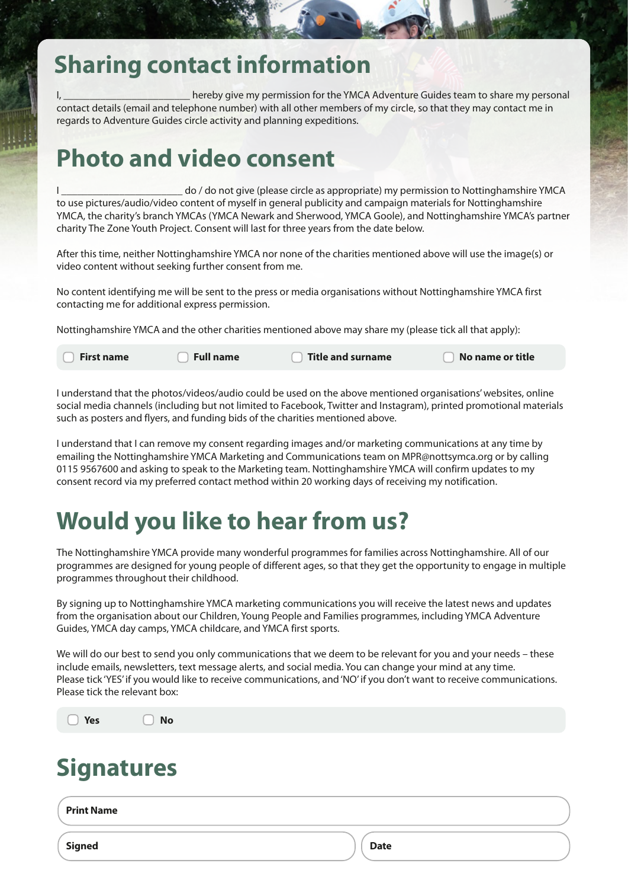# Sharing contact information

I, ________________________ hereby give my permission for the YMCA Adventure Guides team to share my personal contact details (email and telephone number) with all other members of my circle, so that they may contact me in regards to Adventure Guides circle activity and planning expeditions.

# Photo and video consent

I ________________________ do / do not give (please circle as appropriate) my permission to Nottinghamshire YMCA to use pictures/audio/video content of myself in general publicity and campaign materials for Nottinghamshire YMCA, the charity's branch YMCAs (YMCA Newark and Sherwood, YMCA Goole), and Nottinghamshire YMCA's partner charity The Zone Youth Project. Consent will last for three years from the date below.

After this time, neither Nottinghamshire YMCA nor none of the charities mentioned above will use the image(s) or video content without seeking further consent from me.

No content identifying me will be sent to the press or media organisations without Nottinghamshire YMCA first contacting me for additional express permission.

Nottinghamshire YMCA and the other charities mentioned above may share my (please tick all that apply):

- ☐ **First name**
- ☐ **Full name**
- ☐ **Title and surname**
- ☐ **No name or title**

I understand that the photos/videos/audio could be used on the above mentioned organisations' websites, online social media channels (including but not limited to Facebook, Twitter and Instagram), printed promotional materials such as posters and flyers, and funding bids of the charities mentioned above.

I understand that I can remove my consent regarding images and/or marketing communications at any time by emailing the Nottinghamshire YMCA Marketing and Communications team on MPR@nottsymca.org or by calling 0115 9567600 and asking to speak to the Marketing team. Nottinghamshire YMCA will confirm updates to my consent record via my preferred contact method within 20 working days of receiving my notification.

# Would you like to hear from us?

The Nottinghamshire YMCA provide many wonderful programmes for families across Nottinghamshire. All of our programmes are designed for young people of different ages, so that they get the opportunity to engage in multiple programmes throughout their childhood.

By signing up to Nottinghamshire YMCA marketing communications you will receive the latest news and updates from the organisation about our Children, Young People and Families programmes, including YMCA Adventure Guides, YMCA day camps, YMCA childcare, and YMCA first sports.

We will do our best to send you only communications that we deem to be relevant for you and your needs – these include emails, newsletters, text message alerts, and social media. You can change your mind at any time.
Please tick 'YES' if you would like to receive communications, and 'NO' if you don't want to receive communications.
Please tick the relevant box:

- ☐ **Yes**
- ☐ **No**

# Signatures

**Print Name**

**Signed**

**Date**